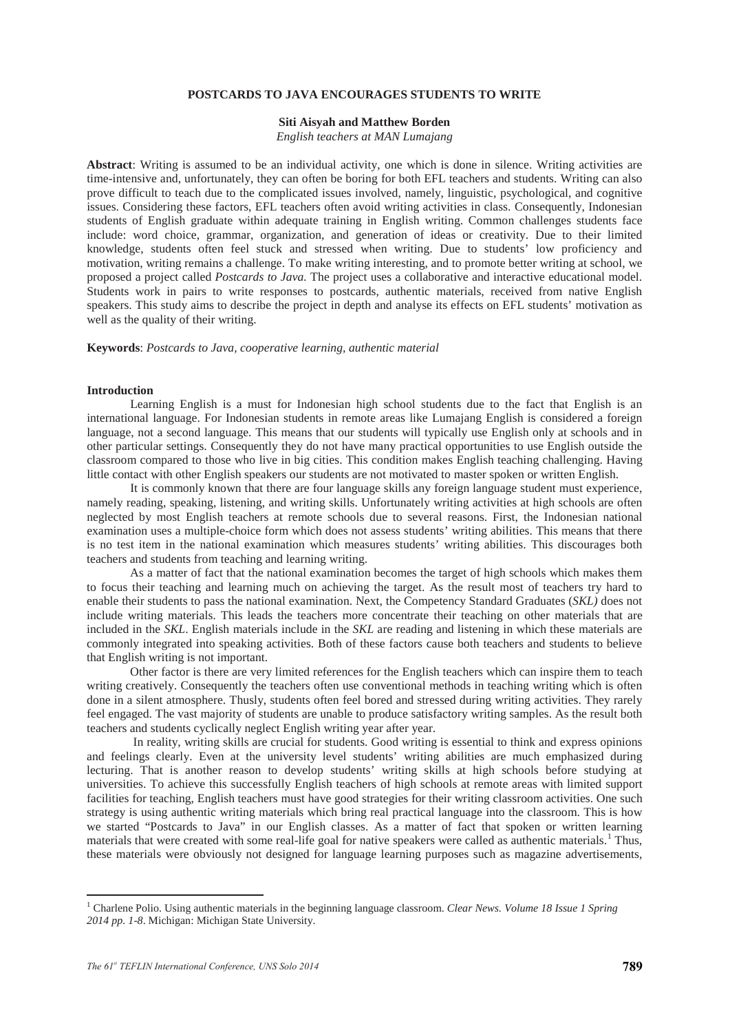# POSTCARDS TO JAVA ENCOURAGES STUDENTS TO WRITE

**Siti Aisyah and Matthew Borden**
*English teachers at MAN Lumajang*

**Abstract**: Writing is assumed to be an individual activity, one which is done in silence. Writing activities are time-intensive and, unfortunately, they can often be boring for both EFL teachers and students. Writing can also prove difficult to teach due to the complicated issues involved, namely, linguistic, psychological, and cognitive issues. Considering these factors, EFL teachers often avoid writing activities in class. Consequently, Indonesian students of English graduate within adequate training in English writing. Common challenges students face include: word choice, grammar, organization, and generation of ideas or creativity. Due to their limited knowledge, students often feel stuck and stressed when writing. Due to students' low proficiency and motivation, writing remains a challenge. To make writing interesting, and to promote better writing at school, we proposed a project called *Postcards to Java.* The project uses a collaborative and interactive educational model. Students work in pairs to write responses to postcards, authentic materials, received from native English speakers. This study aims to describe the project in depth and analyse its effects on EFL students' motivation as well as the quality of their writing.

**Keywords**: *Postcards to Java, cooperative learning, authentic material*

## Introduction

Learning English is a must for Indonesian high school students due to the fact that English is an international language. For Indonesian students in remote areas like Lumajang English is considered a foreign language, not a second language. This means that our students will typically use English only at schools and in other particular settings. Consequently they do not have many practical opportunities to use English outside the classroom compared to those who live in big cities. This condition makes English teaching challenging. Having little contact with other English speakers our students are not motivated to master spoken or written English.

It is commonly known that there are four language skills any foreign language student must experience, namely reading, speaking, listening, and writing skills. Unfortunately writing activities at high schools are often neglected by most English teachers at remote schools due to several reasons. First, the Indonesian national examination uses a multiple-choice form which does not assess students' writing abilities. This means that there is no test item in the national examination which measures students' writing abilities. This discourages both teachers and students from teaching and learning writing.

As a matter of fact that the national examination becomes the target of high schools which makes them to focus their teaching and learning much on achieving the target. As the result most of teachers try hard to enable their students to pass the national examination. Next, the Competency Standard Graduates (*SKL)* does not include writing materials. This leads the teachers more concentrate their teaching on other materials that are included in the *SKL*. English materials include in the *SKL* are reading and listening in which these materials are commonly integrated into speaking activities. Both of these factors cause both teachers and students to believe that English writing is not important.

Other factor is there are very limited references for the English teachers which can inspire them to teach writing creatively. Consequently the teachers often use conventional methods in teaching writing which is often done in a silent atmosphere. Thusly, students often feel bored and stressed during writing activities. They rarely feel engaged. The vast majority of students are unable to produce satisfactory writing samples. As the result both teachers and students cyclically neglect English writing year after year.

In reality, writing skills are crucial for students. Good writing is essential to think and express opinions and feelings clearly. Even at the university level students' writing abilities are much emphasized during lecturing. That is another reason to develop students' writing skills at high schools before studying at universities. To achieve this successfully English teachers of high schools at remote areas with limited support facilities for teaching, English teachers must have good strategies for their writing classroom activities. One such strategy is using authentic writing materials which bring real practical language into the classroom. This is how we started "Postcards to Java" in our English classes. As a matter of fact that spoken or written learning materials that were created with some real-life goal for native speakers were called as authentic materials.[1] Thus, these materials were obviously not designed for language learning purposes such as magazine advertisements,

---

[1] Charlene Polio. Using authentic materials in the beginning language classroom. *Clear News. Volume 18 Issue 1 Spring 2014 pp. 1-8*. Michigan: Michigan State University.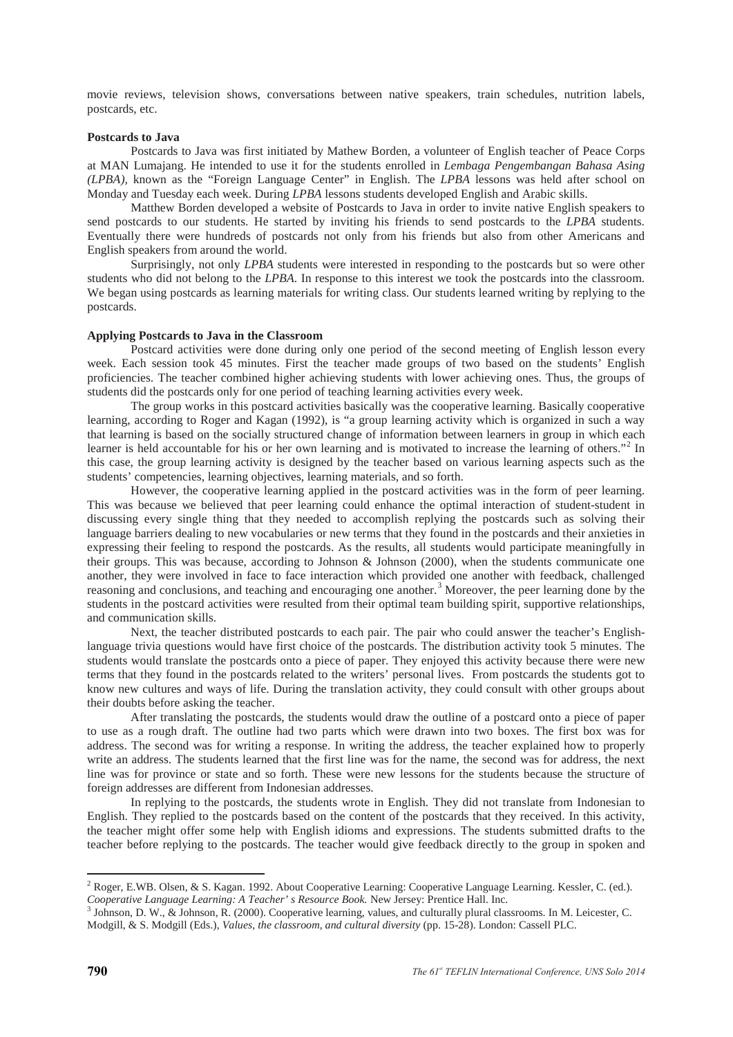movie reviews, television shows, conversations between native speakers, train schedules, nutrition labels, postcards, etc.

**Postcards to Java**

Postcards to Java was first initiated by Mathew Borden, a volunteer of English teacher of Peace Corps at MAN Lumajang. He intended to use it for the students enrolled in *Lembaga Pengembangan Bahasa Asing (LPBA)*, known as the "Foreign Language Center" in English. The *LPBA* lessons was held after school on Monday and Tuesday each week. During *LPBA* lessons students developed English and Arabic skills.

Matthew Borden developed a website of Postcards to Java in order to invite native English speakers to send postcards to our students. He started by inviting his friends to send postcards to the *LPBA* students. Eventually there were hundreds of postcards not only from his friends but also from other Americans and English speakers from around the world.

Surprisingly, not only *LPBA* students were interested in responding to the postcards but so were other students who did not belong to the *LPBA*. In response to this interest we took the postcards into the classroom. We began using postcards as learning materials for writing class. Our students learned writing by replying to the postcards.

**Applying Postcards to Java in the Classroom**

Postcard activities were done during only one period of the second meeting of English lesson every week. Each session took 45 minutes. First the teacher made groups of two based on the students' English proficiencies. The teacher combined higher achieving students with lower achieving ones. Thus, the groups of students did the postcards only for one period of teaching learning activities every week.

The group works in this postcard activities basically was the cooperative learning. Basically cooperative learning, according to Roger and Kagan (1992), is "a group learning activity which is organized in such a way that learning is based on the socially structured change of information between learners in group in which each learner is held accountable for his or her own learning and is motivated to increase the learning of others."[2] In this case, the group learning activity is designed by the teacher based on various learning aspects such as the students' competencies, learning objectives, learning materials, and so forth.

However, the cooperative learning applied in the postcard activities was in the form of peer learning. This was because we believed that peer learning could enhance the optimal interaction of student-student in discussing every single thing that they needed to accomplish replying the postcards such as solving their language barriers dealing to new vocabularies or new terms that they found in the postcards and their anxieties in expressing their feeling to respond the postcards. As the results, all students would participate meaningfully in their groups. This was because, according to Johnson & Johnson (2000), when the students communicate one another, they were involved in face to face interaction which provided one another with feedback, challenged reasoning and conclusions, and teaching and encouraging one another.[3] Moreover, the peer learning done by the students in the postcard activities were resulted from their optimal team building spirit, supportive relationships, and communication skills.

Next, the teacher distributed postcards to each pair. The pair who could answer the teacher's English-language trivia questions would have first choice of the postcards. The distribution activity took 5 minutes. The students would translate the postcards onto a piece of paper. They enjoyed this activity because there were new terms that they found in the postcards related to the writers' personal lives. From postcards the students got to know new cultures and ways of life. During the translation activity, they could consult with other groups about their doubts before asking the teacher.

After translating the postcards, the students would draw the outline of a postcard onto a piece of paper to use as a rough draft. The outline had two parts which were drawn into two boxes. The first box was for address. The second was for writing a response. In writing the address, the teacher explained how to properly write an address. The students learned that the first line was for the name, the second was for address, the next line was for province or state and so forth. These were new lessons for the students because the structure of foreign addresses are different from Indonesian addresses.

In replying to the postcards, the students wrote in English. They did not translate from Indonesian to English. They replied to the postcards based on the content of the postcards that they received. In this activity, the teacher might offer some help with English idioms and expressions. The students submitted drafts to the teacher before replying to the postcards. The teacher would give feedback directly to the group in spoken and

---

[2] Roger, E.WB. Olsen, & S. Kagan. 1992. About Cooperative Learning: Cooperative Language Learning. Kessler, C. (ed.). *Cooperative Language Learning: A Teacher' s Resource Book.* New Jersey: Prentice Hall. Inc.

[3] Johnson, D. W., & Johnson, R. (2000). Cooperative learning, values, and culturally plural classrooms. In M. Leicester, C. Modgill, & S. Modgill (Eds.), *Values, the classroom, and cultural diversity* (pp. 15-28). London: Cassell PLC.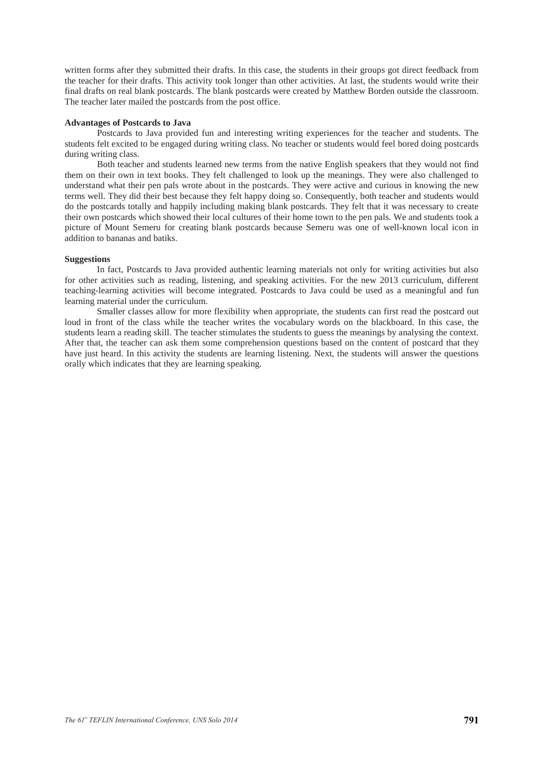written forms after they submitted their drafts. In this case, the students in their groups got direct feedback from the teacher for their drafts. This activity took longer than other activities. At last, the students would write their final drafts on real blank postcards. The blank postcards were created by Matthew Borden outside the classroom. The teacher later mailed the postcards from the post office.

**Advantages of Postcards to Java**

Postcards to Java provided fun and interesting writing experiences for the teacher and students. The students felt excited to be engaged during writing class. No teacher or students would feel bored doing postcards during writing class.

Both teacher and students learned new terms from the native English speakers that they would not find them on their own in text books. They felt challenged to look up the meanings. They were also challenged to understand what their pen pals wrote about in the postcards. They were active and curious in knowing the new terms well. They did their best because they felt happy doing so. Consequently, both teacher and students would do the postcards totally and happily including making blank postcards. They felt that it was necessary to create their own postcards which showed their local cultures of their home town to the pen pals. We and students took a picture of Mount Semeru for creating blank postcards because Semeru was one of well-known local icon in addition to bananas and batiks.

**Suggestions**

In fact, Postcards to Java provided authentic learning materials not only for writing activities but also for other activities such as reading, listening, and speaking activities. For the new 2013 curriculum, different teaching-learning activities will become integrated. Postcards to Java could be used as a meaningful and fun learning material under the curriculum.

Smaller classes allow for more flexibility when appropriate, the students can first read the postcard out loud in front of the class while the teacher writes the vocabulary words on the blackboard. In this case, the students learn a reading skill. The teacher stimulates the students to guess the meanings by analysing the context. After that, the teacher can ask them some comprehension questions based on the content of postcard that they have just heard. In this activity the students are learning listening. Next, the students will answer the questions orally which indicates that they are learning speaking.